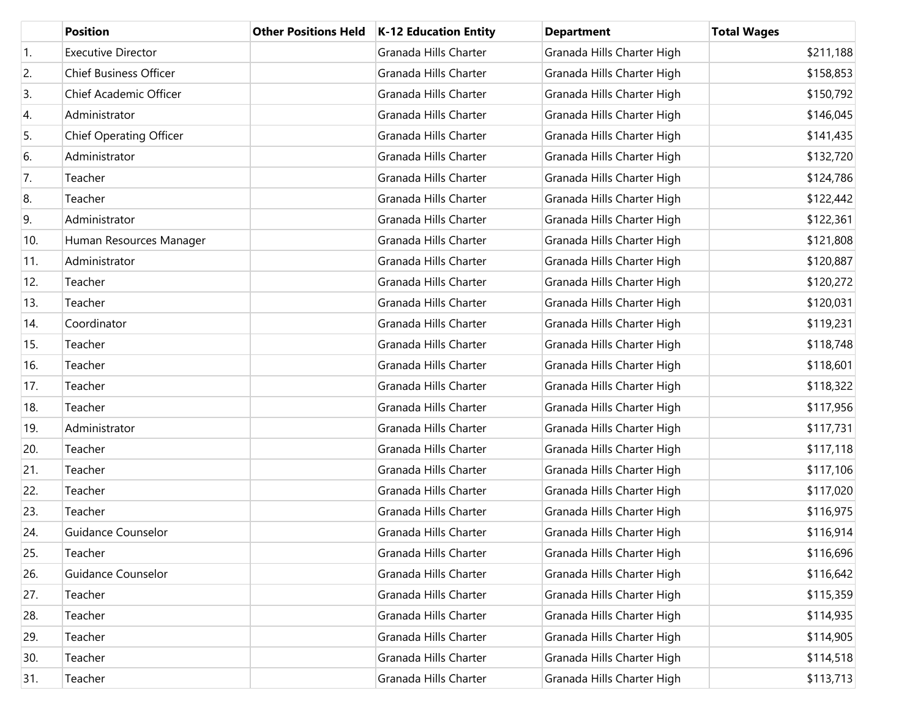| | Position | Other Positions Held | K-12 Education Entity | Department | Total Wages |
|---|---|---|---|---|---|
| 1. | Executive Director | | Granada Hills Charter | Granada Hills Charter High | $211,188 |
| 2. | Chief Business Officer | | Granada Hills Charter | Granada Hills Charter High | $158,853 |
| 3. | Chief Academic Officer | | Granada Hills Charter | Granada Hills Charter High | $150,792 |
| 4. | Administrator | | Granada Hills Charter | Granada Hills Charter High | $146,045 |
| 5. | Chief Operating Officer | | Granada Hills Charter | Granada Hills Charter High | $141,435 |
| 6. | Administrator | | Granada Hills Charter | Granada Hills Charter High | $132,720 |
| 7. | Teacher | | Granada Hills Charter | Granada Hills Charter High | $124,786 |
| 8. | Teacher | | Granada Hills Charter | Granada Hills Charter High | $122,442 |
| 9. | Administrator | | Granada Hills Charter | Granada Hills Charter High | $122,361 |
| 10. | Human Resources Manager | | Granada Hills Charter | Granada Hills Charter High | $121,808 |
| 11. | Administrator | | Granada Hills Charter | Granada Hills Charter High | $120,887 |
| 12. | Teacher | | Granada Hills Charter | Granada Hills Charter High | $120,272 |
| 13. | Teacher | | Granada Hills Charter | Granada Hills Charter High | $120,031 |
| 14. | Coordinator | | Granada Hills Charter | Granada Hills Charter High | $119,231 |
| 15. | Teacher | | Granada Hills Charter | Granada Hills Charter High | $118,748 |
| 16. | Teacher | | Granada Hills Charter | Granada Hills Charter High | $118,601 |
| 17. | Teacher | | Granada Hills Charter | Granada Hills Charter High | $118,322 |
| 18. | Teacher | | Granada Hills Charter | Granada Hills Charter High | $117,956 |
| 19. | Administrator | | Granada Hills Charter | Granada Hills Charter High | $117,731 |
| 20. | Teacher | | Granada Hills Charter | Granada Hills Charter High | $117,118 |
| 21. | Teacher | | Granada Hills Charter | Granada Hills Charter High | $117,106 |
| 22. | Teacher | | Granada Hills Charter | Granada Hills Charter High | $117,020 |
| 23. | Teacher | | Granada Hills Charter | Granada Hills Charter High | $116,975 |
| 24. | Guidance Counselor | | Granada Hills Charter | Granada Hills Charter High | $116,914 |
| 25. | Teacher | | Granada Hills Charter | Granada Hills Charter High | $116,696 |
| 26. | Guidance Counselor | | Granada Hills Charter | Granada Hills Charter High | $116,642 |
| 27. | Teacher | | Granada Hills Charter | Granada Hills Charter High | $115,359 |
| 28. | Teacher | | Granada Hills Charter | Granada Hills Charter High | $114,935 |
| 29. | Teacher | | Granada Hills Charter | Granada Hills Charter High | $114,905 |
| 30. | Teacher | | Granada Hills Charter | Granada Hills Charter High | $114,518 |
| 31. | Teacher | | Granada Hills Charter | Granada Hills Charter High | $113,713 |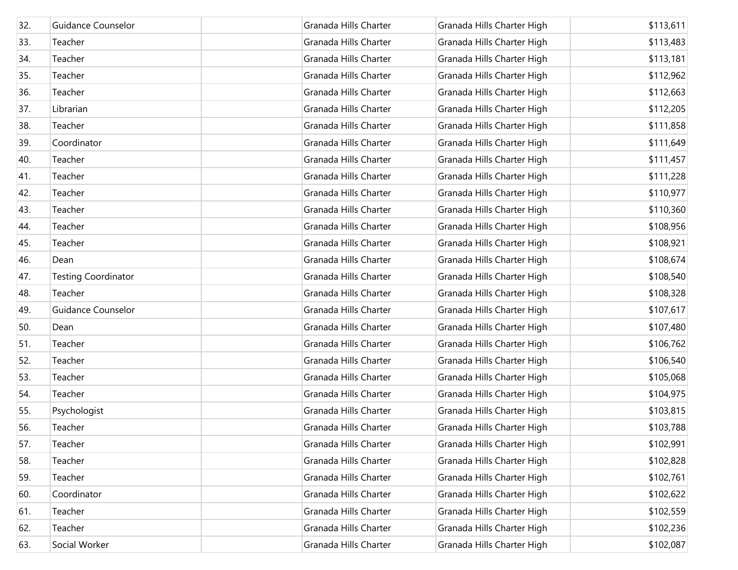| | | | | | |
|---|---|---|---|---|---|
| 32. | Guidance Counselor | | Granada Hills Charter | Granada Hills Charter High | $113,611 |
| 33. | Teacher | | Granada Hills Charter | Granada Hills Charter High | $113,483 |
| 34. | Teacher | | Granada Hills Charter | Granada Hills Charter High | $113,181 |
| 35. | Teacher | | Granada Hills Charter | Granada Hills Charter High | $112,962 |
| 36. | Teacher | | Granada Hills Charter | Granada Hills Charter High | $112,663 |
| 37. | Librarian | | Granada Hills Charter | Granada Hills Charter High | $112,205 |
| 38. | Teacher | | Granada Hills Charter | Granada Hills Charter High | $111,858 |
| 39. | Coordinator | | Granada Hills Charter | Granada Hills Charter High | $111,649 |
| 40. | Teacher | | Granada Hills Charter | Granada Hills Charter High | $111,457 |
| 41. | Teacher | | Granada Hills Charter | Granada Hills Charter High | $111,228 |
| 42. | Teacher | | Granada Hills Charter | Granada Hills Charter High | $110,977 |
| 43. | Teacher | | Granada Hills Charter | Granada Hills Charter High | $110,360 |
| 44. | Teacher | | Granada Hills Charter | Granada Hills Charter High | $108,956 |
| 45. | Teacher | | Granada Hills Charter | Granada Hills Charter High | $108,921 |
| 46. | Dean | | Granada Hills Charter | Granada Hills Charter High | $108,674 |
| 47. | Testing Coordinator | | Granada Hills Charter | Granada Hills Charter High | $108,540 |
| 48. | Teacher | | Granada Hills Charter | Granada Hills Charter High | $108,328 |
| 49. | Guidance Counselor | | Granada Hills Charter | Granada Hills Charter High | $107,617 |
| 50. | Dean | | Granada Hills Charter | Granada Hills Charter High | $107,480 |
| 51. | Teacher | | Granada Hills Charter | Granada Hills Charter High | $106,762 |
| 52. | Teacher | | Granada Hills Charter | Granada Hills Charter High | $106,540 |
| 53. | Teacher | | Granada Hills Charter | Granada Hills Charter High | $105,068 |
| 54. | Teacher | | Granada Hills Charter | Granada Hills Charter High | $104,975 |
| 55. | Psychologist | | Granada Hills Charter | Granada Hills Charter High | $103,815 |
| 56. | Teacher | | Granada Hills Charter | Granada Hills Charter High | $103,788 |
| 57. | Teacher | | Granada Hills Charter | Granada Hills Charter High | $102,991 |
| 58. | Teacher | | Granada Hills Charter | Granada Hills Charter High | $102,828 |
| 59. | Teacher | | Granada Hills Charter | Granada Hills Charter High | $102,761 |
| 60. | Coordinator | | Granada Hills Charter | Granada Hills Charter High | $102,622 |
| 61. | Teacher | | Granada Hills Charter | Granada Hills Charter High | $102,559 |
| 62. | Teacher | | Granada Hills Charter | Granada Hills Charter High | $102,236 |
| 63. | Social Worker | | Granada Hills Charter | Granada Hills Charter High | $102,087 |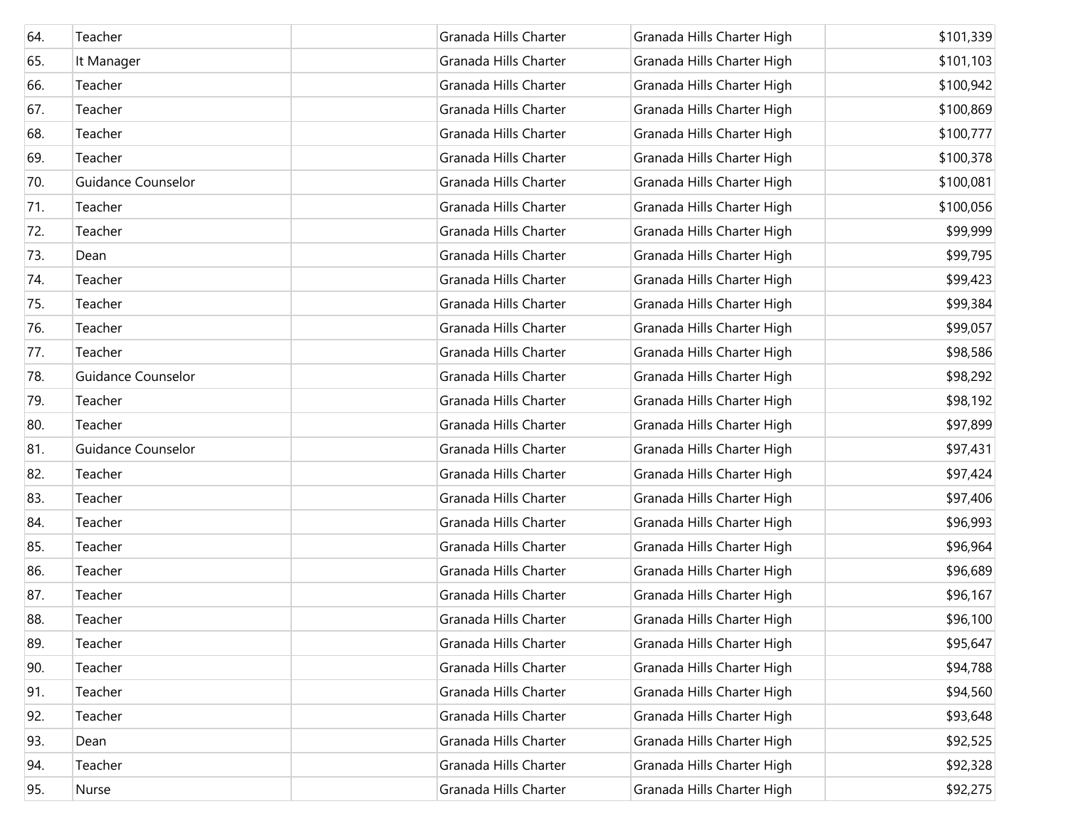| | | | | | |
|---|---|---|---|---|---|
| 64. | Teacher | | Granada Hills Charter | Granada Hills Charter High | $101,339 |
| 65. | It Manager | | Granada Hills Charter | Granada Hills Charter High | $101,103 |
| 66. | Teacher | | Granada Hills Charter | Granada Hills Charter High | $100,942 |
| 67. | Teacher | | Granada Hills Charter | Granada Hills Charter High | $100,869 |
| 68. | Teacher | | Granada Hills Charter | Granada Hills Charter High | $100,777 |
| 69. | Teacher | | Granada Hills Charter | Granada Hills Charter High | $100,378 |
| 70. | Guidance Counselor | | Granada Hills Charter | Granada Hills Charter High | $100,081 |
| 71. | Teacher | | Granada Hills Charter | Granada Hills Charter High | $100,056 |
| 72. | Teacher | | Granada Hills Charter | Granada Hills Charter High | $99,999 |
| 73. | Dean | | Granada Hills Charter | Granada Hills Charter High | $99,795 |
| 74. | Teacher | | Granada Hills Charter | Granada Hills Charter High | $99,423 |
| 75. | Teacher | | Granada Hills Charter | Granada Hills Charter High | $99,384 |
| 76. | Teacher | | Granada Hills Charter | Granada Hills Charter High | $99,057 |
| 77. | Teacher | | Granada Hills Charter | Granada Hills Charter High | $98,586 |
| 78. | Guidance Counselor | | Granada Hills Charter | Granada Hills Charter High | $98,292 |
| 79. | Teacher | | Granada Hills Charter | Granada Hills Charter High | $98,192 |
| 80. | Teacher | | Granada Hills Charter | Granada Hills Charter High | $97,899 |
| 81. | Guidance Counselor | | Granada Hills Charter | Granada Hills Charter High | $97,431 |
| 82. | Teacher | | Granada Hills Charter | Granada Hills Charter High | $97,424 |
| 83. | Teacher | | Granada Hills Charter | Granada Hills Charter High | $97,406 |
| 84. | Teacher | | Granada Hills Charter | Granada Hills Charter High | $96,993 |
| 85. | Teacher | | Granada Hills Charter | Granada Hills Charter High | $96,964 |
| 86. | Teacher | | Granada Hills Charter | Granada Hills Charter High | $96,689 |
| 87. | Teacher | | Granada Hills Charter | Granada Hills Charter High | $96,167 |
| 88. | Teacher | | Granada Hills Charter | Granada Hills Charter High | $96,100 |
| 89. | Teacher | | Granada Hills Charter | Granada Hills Charter High | $95,647 |
| 90. | Teacher | | Granada Hills Charter | Granada Hills Charter High | $94,788 |
| 91. | Teacher | | Granada Hills Charter | Granada Hills Charter High | $94,560 |
| 92. | Teacher | | Granada Hills Charter | Granada Hills Charter High | $93,648 |
| 93. | Dean | | Granada Hills Charter | Granada Hills Charter High | $92,525 |
| 94. | Teacher | | Granada Hills Charter | Granada Hills Charter High | $92,328 |
| 95. | Nurse | | Granada Hills Charter | Granada Hills Charter High | $92,275 |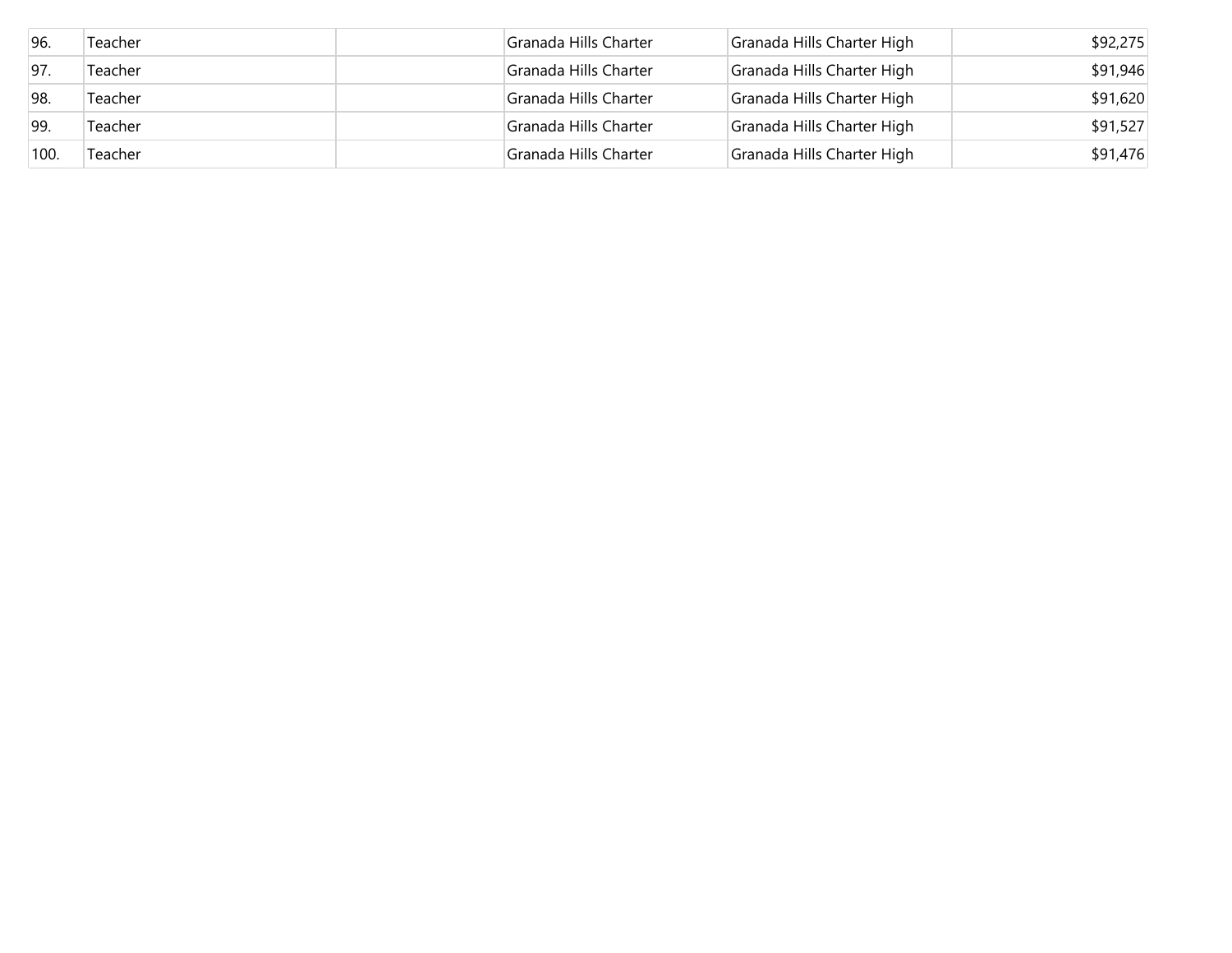| | | | | | |
|---|---|---|---|---|---|
| 96. | Teacher | | Granada Hills Charter | Granada Hills Charter High | $92,275 |
| 97. | Teacher | | Granada Hills Charter | Granada Hills Charter High | $91,946 |
| 98. | Teacher | | Granada Hills Charter | Granada Hills Charter High | $91,620 |
| 99. | Teacher | | Granada Hills Charter | Granada Hills Charter High | $91,527 |
| 100. | Teacher | | Granada Hills Charter | Granada Hills Charter High | $91,476 |